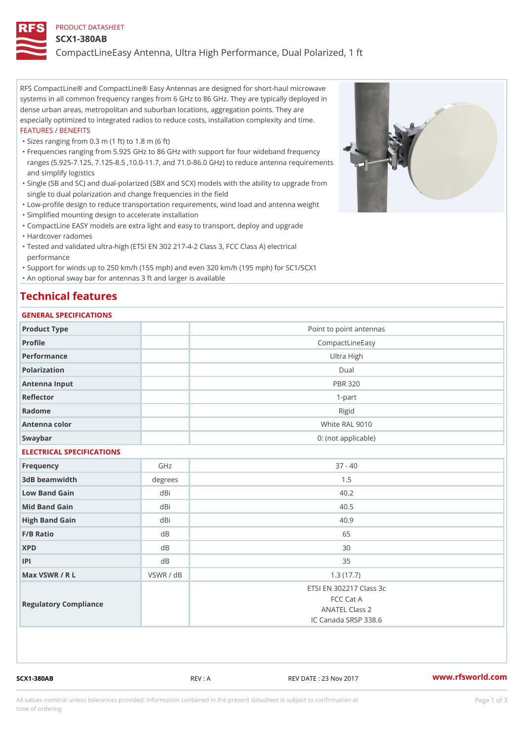PRODUCT DATASHEET

# SCX1-380AB

## CompactLineEasy Antenna, Ultra High Performance, Dual Polarized, 1 ft

RFS CompactLine® and CompactLine® Easy Antennas are designed for short-haul microwave systems in all common frequency ranges from 6 GHz to 86 GHz. They are typically deployed in dense urban areas, metropolitan and suburban locations, aggregation points. They are especially optimized to integrated radios to reduce costs, installation complexity and time.

FEATURES / BENEFITS

- Sizes ranging from 0.3 m (1 ft) to 1.8 m (6 ft)
- Frequencies ranging from 5.925 GHz to 86 GHz with support for four wideband frequency ranges (5.925-7.125, 7.125-8.5 ,10.0-11.7, and 71.0-86.0 GHz) to reduce antenna requirements and simplify logistics
- Single (SB and SC) and dual-polarized (SBX and SCX) models with the ability to upgrade from single to dual polarization and change frequencies in the field
- Low-profile design to reduce transportation requirements, wind load and antenna weight
- Simplified mounting design to accelerate installation
- CompactLine EASY models are extra light and easy to transport, deploy and upgrade
- Hardcover radomes
- Tested and validated ultra-high (ETSI EN 302 217-4-2 Class 3, FCC Class A) electrical performance
- Support for winds up to 250 km/h (155 mph) and even 320 km/h (195 mph) for SC1/SCX1
- An optional sway bar for antennas 3 ft and larger is available

## Technical features

### GENERAL SPECIFICATIONS

| | | |
|---|---|---|
| Product Type | | Point to point antennas |
| Profile | | CompactLineEasy |
| Performance | | Ultra High |
| Polarization | | Dual |
| Antenna Input | | PBR 320 |
| Reflector | | 1-part |
| Radome | | Rigid |
| Antenna color | | White RAL 9010 |
| Swaybar | | 0: (not applicable) |

### ELECTRICAL SPECIFICATIONS

| | | |
|---|---|---|
| Frequency | GHz | 37 - 40 |
| 3dB beamwidth | degrees | 1.5 |
| Low Band Gain | dBi | 40.2 |
| Mid Band Gain | dBi | 40.5 |
| High Band Gain | dBi | 40.9 |
| F/B Ratio | dB | 65 |
| XPD | dB | 30 |
| IPI | dB | 35 |
| Max VSWR / R L | VSWR / dB | 1.3 (17.7) |
| Regulatory Compliance | | ETSI EN 302217 Class 3c<br>FCC Cat A<br>ANATEL Class 2<br>IC Canada SRSP 338.6 |

SCX1-380AB REV : A REV DATE : 23 Nov 2017 www.rfsworld.com

All values nominal unless tolerances provided; information contained in the present datasheet is subject to confirmation at time of ordering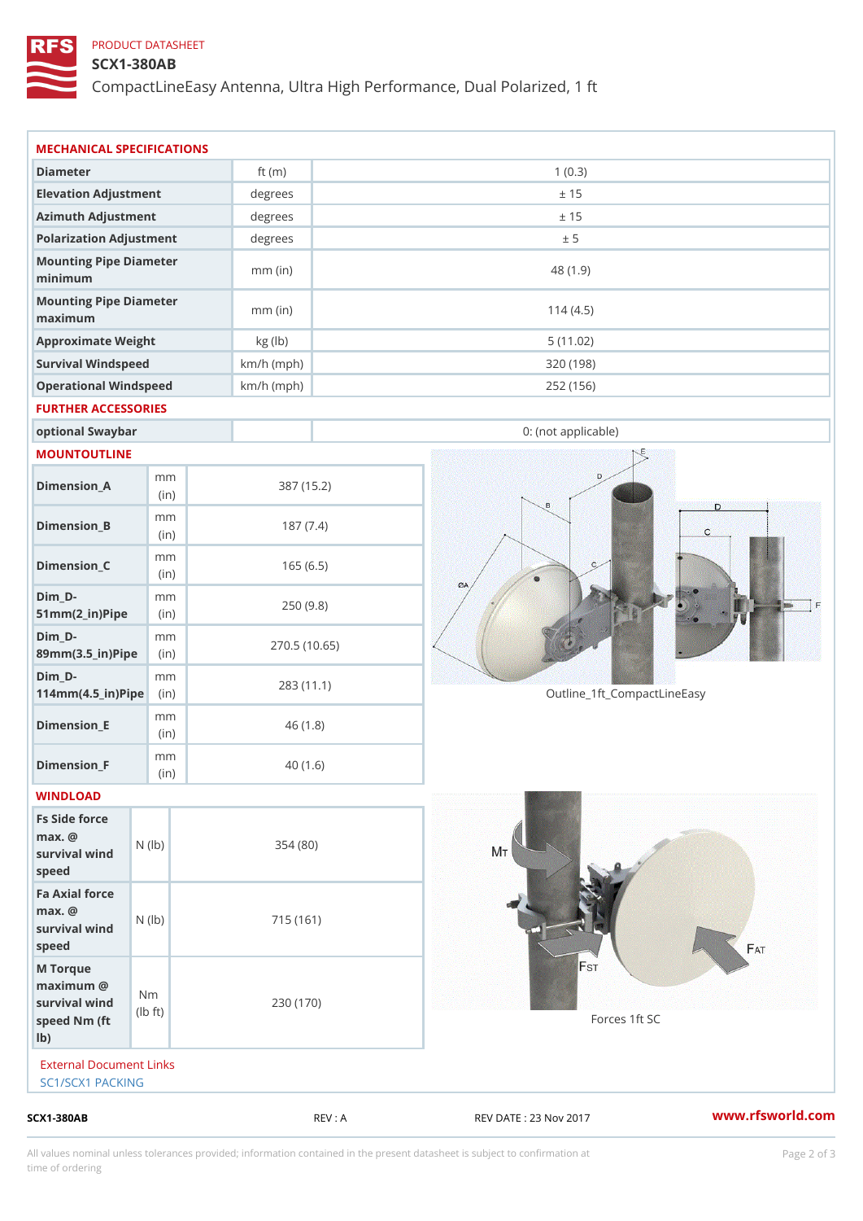PRODUCT DATASHEET

# SCX1-380AB

CompactLineEasy Antenna, Ultra High Performance, Dual Polarized, 1 ft

## MECHANICAL SPECIFICATIONS

| | | |
|---|---|---|
| Diameter | ft (m) | 1 (0.3) |
| Elevation Adjustment | degrees | ± 15 |
| Azimuth Adjustment | degrees | ± 15 |
| Polarization Adjustment | degrees | ± 5 |
| Mounting Pipe Diameter minimum | mm (in) | 48 (1.9) |
| Mounting Pipe Diameter maximum | mm (in) | 114 (4.5) |
| Approximate Weight | kg (lb) | 5 (11.02) |
| Survival Windspeed | km/h (mph) | 320 (198) |
| Operational Windspeed | km/h (mph) | 252 (156) |

## FURTHER ACCESSORIES

| | | |
|---|---|---|
| optional Swaybar | | 0: (not applicable) |

## MOUNTOUTLINE

| | | |
|---|---|---|
| Dimension_A | mm (in) | 387 (15.2) |
| Dimension_B | mm (in) | 187 (7.4) |
| Dimension_C | mm (in) | 165 (6.5) |
| Dim_D-51mm(2_in)Pipe | mm (in) | 250 (9.8) |
| Dim_D-89mm(3.5_in)Pipe | mm (in) | 270.5 (10.65) |
| Dim_D-114mm(4.5_in)Pipe | mm (in) | 283 (11.1) |
| Dimension_E | mm (in) | 46 (1.8) |
| Dimension_F | mm (in) | 40 (1.6) |

Outline_1ft_CompactLineEasy

## WINDLOAD

| | | |
|---|---|---|
| Fs Side force max. @ survival wind speed | N (lb) | 354 (80) |
| Fa Axial force max. @ survival wind speed | N (lb) | 715 (161) |
| M Torque maximum @ survival wind speed Nm (ft lb) | Nm (lb ft) | 230 (170) |

Forces 1ft SC

External Document Links

SC1/SCX1 PACKING

SCX1-380AB REV : A REV DATE : 23 Nov 2017 www.rfsworld.com

All values nominal unless tolerances provided; information contained in the present datasheet is subject to confirmation at time of ordering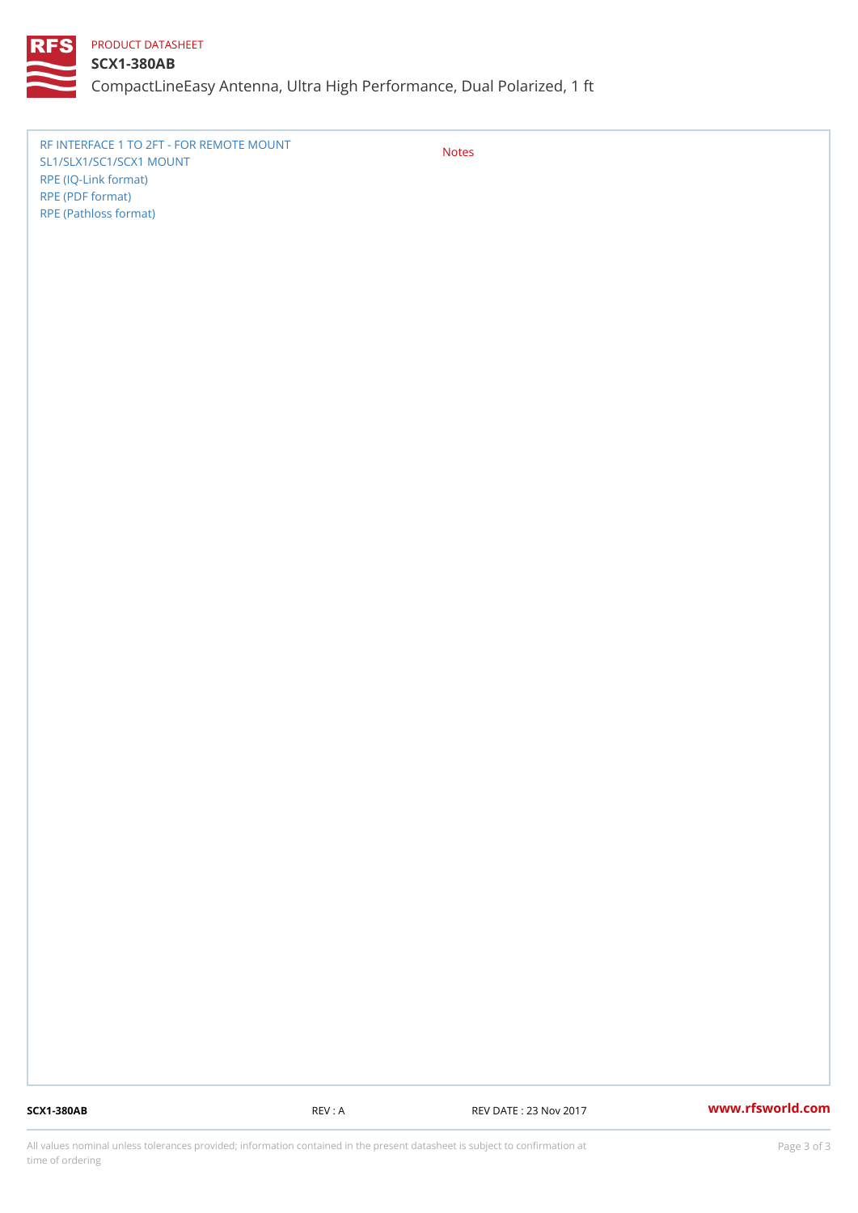RF INTERFACE 1 TO 2FT - FOR REMOTE MOUNT
SL1/SLX1/SC1/SCX1 MOUNT
RPE (IQ-Link format)
RPE (PDF format)
RPE (Pathloss format)

Notes

SCX1-380AB REV : A REV DATE : 23 Nov 2017 www.rfsworld.com

All values nominal unless tolerances provided; information contained in the present datasheet is subject to confirmation at time of ordering